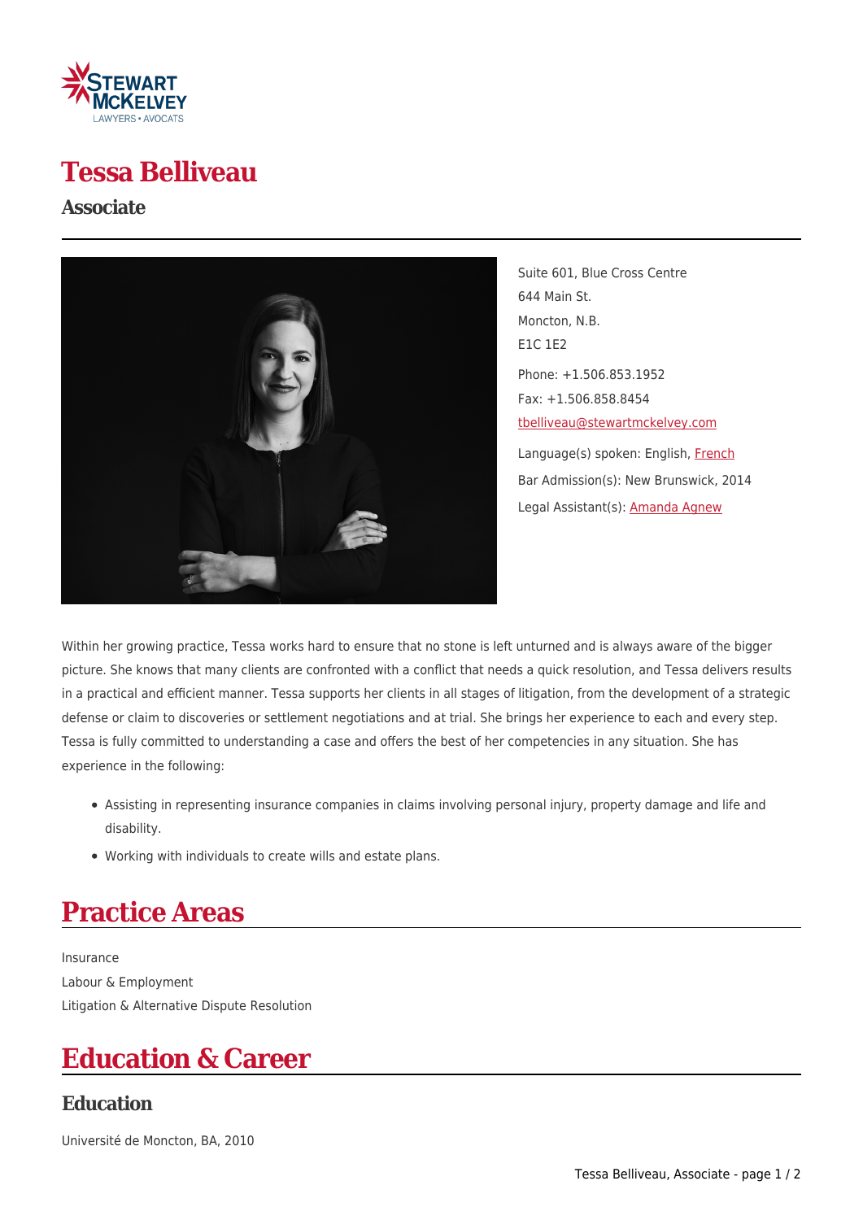# Tessa Belliveau

## Associate

Suite 601, Blue Cross Centre
644 Main St.
Moncton, N.B.
E1C 1E2

Phone: +1.506.853.1952
Fax: +1.506.858.8454
tbelliveau@stewartmckelvey.com

Language(s) spoken: English, French
Bar Admission(s): New Brunswick, 2014
Legal Assistant(s): Amanda Agnew

Within her growing practice, Tessa works hard to ensure that no stone is left unturned and is always aware of the bigger picture. She knows that many clients are confronted with a conflict that needs a quick resolution, and Tessa delivers results in a practical and efficient manner. Tessa supports her clients in all stages of litigation, from the development of a strategic defense or claim to discoveries or settlement negotiations and at trial. She brings her experience to each and every step. Tessa is fully committed to understanding a case and offers the best of her competencies in any situation. She has experience in the following:

- Assisting in representing insurance companies in claims involving personal injury, property damage and life and disability.
- Working with individuals to create wills and estate plans.

# Practice Areas

Insurance
Labour & Employment
Litigation & Alternative Dispute Resolution

# Education & Career

## Education

Université de Moncton, BA, 2010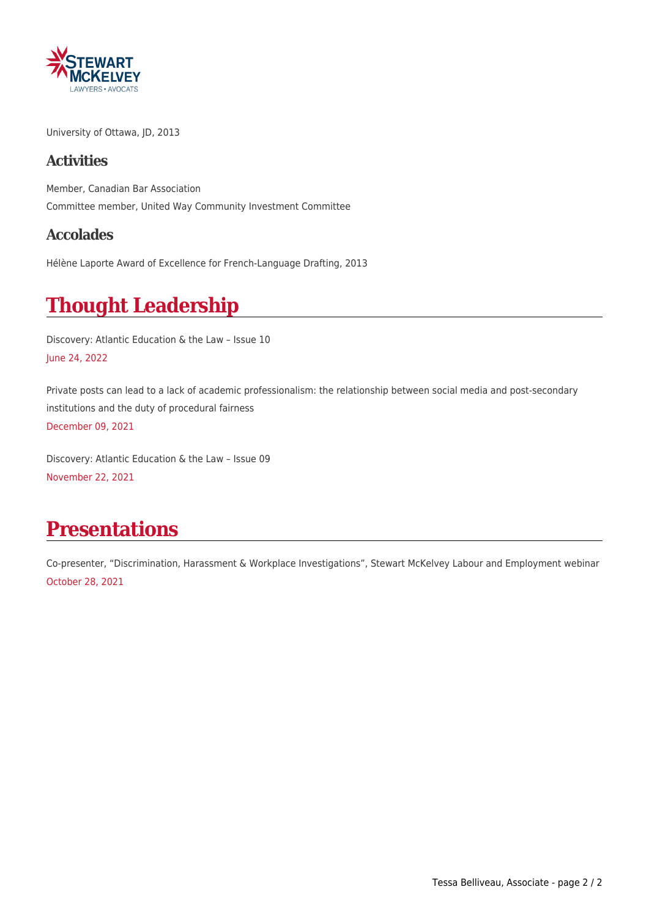University of Ottawa, JD, 2013

### Activities

Member, Canadian Bar Association
Committee member, United Way Community Investment Committee

### Accolades

Hélène Laporte Award of Excellence for French-Language Drafting, 2013

## Thought Leadership

Discovery: Atlantic Education & the Law – Issue 10
June 24, 2022

Private posts can lead to a lack of academic professionalism: the relationship between social media and post-secondary institutions and the duty of procedural fairness
December 09, 2021

Discovery: Atlantic Education & the Law – Issue 09
November 22, 2021

## Presentations

Co-presenter, "Discrimination, Harassment & Workplace Investigations", Stewart McKelvey Labour and Employment webinar
October 28, 2021